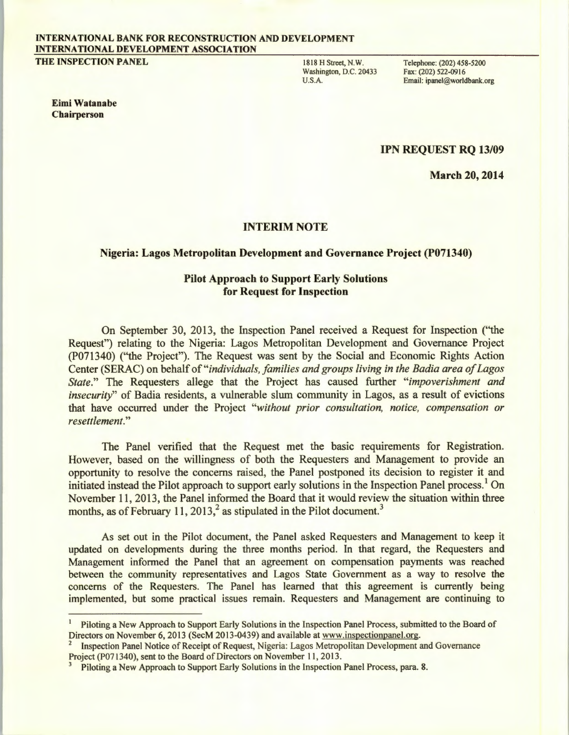**INTERNATIONAL BANK FOR RECONSTRUCTION AND DEVELOPMENT**
**INTERNATIONAL DEVELOPMENT ASSOCIATION**

**THE INSPECTION PANEL**

1818 H Street, N.W.
Washington, D.C. 20433
U.S.A.

Telephone: (202) 458-5200
Fax: (202) 522-0916
Email: ipanel@worldbank.org

**Eimi Watanabe**
**Chairperson**

**IPN REQUEST RQ 13/09**

**March 20, 2014**

## INTERIM NOTE

### Nigeria: Lagos Metropolitan Development and Governance Project (P071340)

### Pilot Approach to Support Early Solutions for Request for Inspection

On September 30, 2013, the Inspection Panel received a Request for Inspection ("the Request") relating to the Nigeria: Lagos Metropolitan Development and Governance Project (P071340) ("the Project"). The Request was sent by the Social and Economic Rights Action Center (SERAC) on behalf of "*individuals, families and groups living in the Badia area of Lagos State.*" The Requesters allege that the Project has caused further "*impoverishment and insecurity*" of Badia residents, a vulnerable slum community in Lagos, as a result of evictions that have occurred under the Project "*without prior consultation, notice, compensation or resettlement.*"

The Panel verified that the Request met the basic requirements for Registration. However, based on the willingness of both the Requesters and Management to provide an opportunity to resolve the concerns raised, the Panel postponed its decision to register it and initiated instead the Pilot approach to support early solutions in the Inspection Panel process.[1] On November 11, 2013, the Panel informed the Board that it would review the situation within three months, as of February 11, 2013,[2] as stipulated in the Pilot document.[3]

As set out in the Pilot document, the Panel asked Requesters and Management to keep it updated on developments during the three months period. In that regard, the Requesters and Management informed the Panel that an agreement on compensation payments was reached between the community representatives and Lagos State Government as a way to resolve the concerns of the Requesters. The Panel has learned that this agreement is currently being implemented, but some practical issues remain. Requesters and Management are continuing to

---

[1] Piloting a New Approach to Support Early Solutions in the Inspection Panel Process, submitted to the Board of Directors on November 6, 2013 (SecM 2013-0439) and available at www.inspectionpanel.org.

[2] Inspection Panel Notice of Receipt of Request, Nigeria: Lagos Metropolitan Development and Governance Project (P071340), sent to the Board of Directors on November 11, 2013.

[3] Piloting a New Approach to Support Early Solutions in the Inspection Panel Process, para. 8.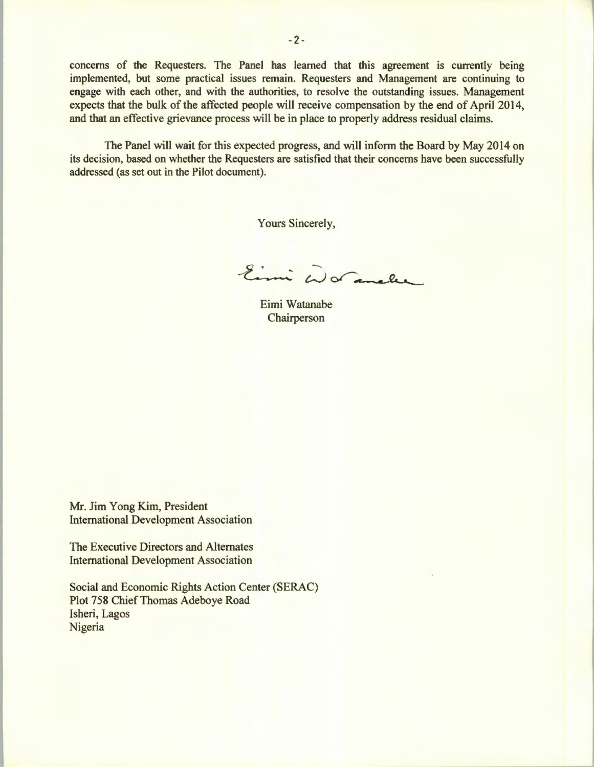concerns of the Requesters. The Panel has learned that this agreement is currently being implemented, but some practical issues remain. Requesters and Management are continuing to engage with each other, and with the authorities, to resolve the outstanding issues. Management expects that the bulk of the affected people will receive compensation by the end of April 2014, and that an effective grievance process will be in place to properly address residual claims.

The Panel will wait for this expected progress, and will inform the Board by May 2014 on its decision, based on whether the Requesters are satisfied that their concerns have been successfully addressed (as set out in the Pilot document).

Yours Sincerely,

Eimi Watanabe
Chairperson

Mr. Jim Yong Kim, President
International Development Association

The Executive Directors and Alternates
International Development Association

Social and Economic Rights Action Center (SERAC)
Plot 758 Chief Thomas Adeboye Road
Isheri, Lagos
Nigeria